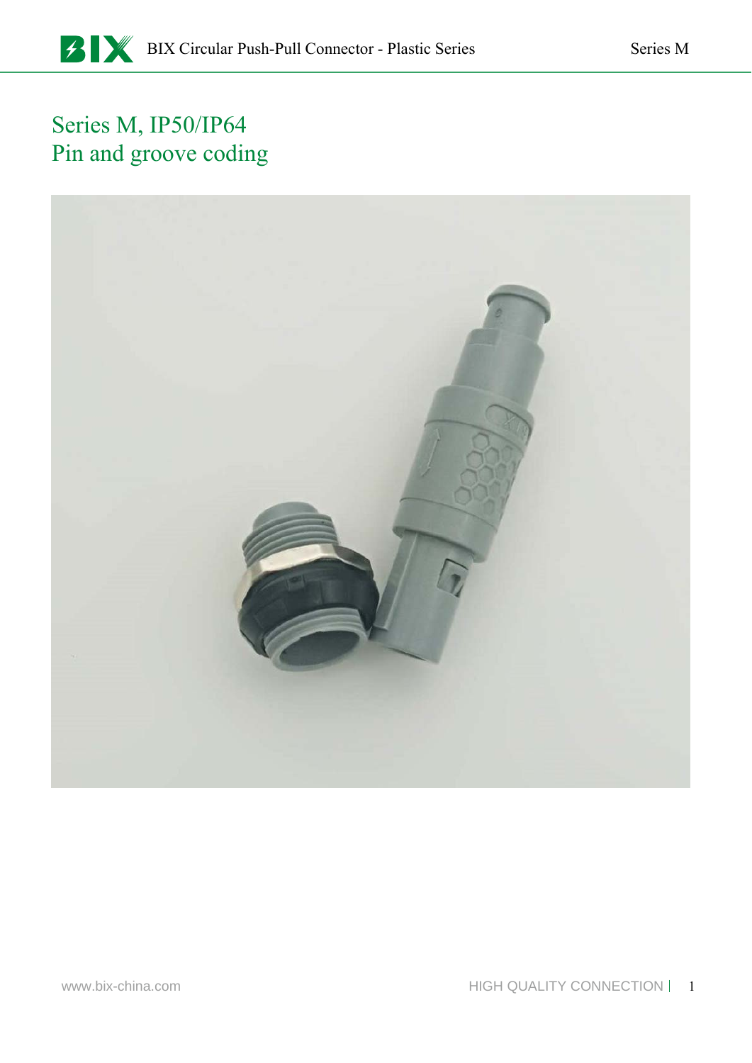# Series M, IP50/IP64
## Pin and groove coding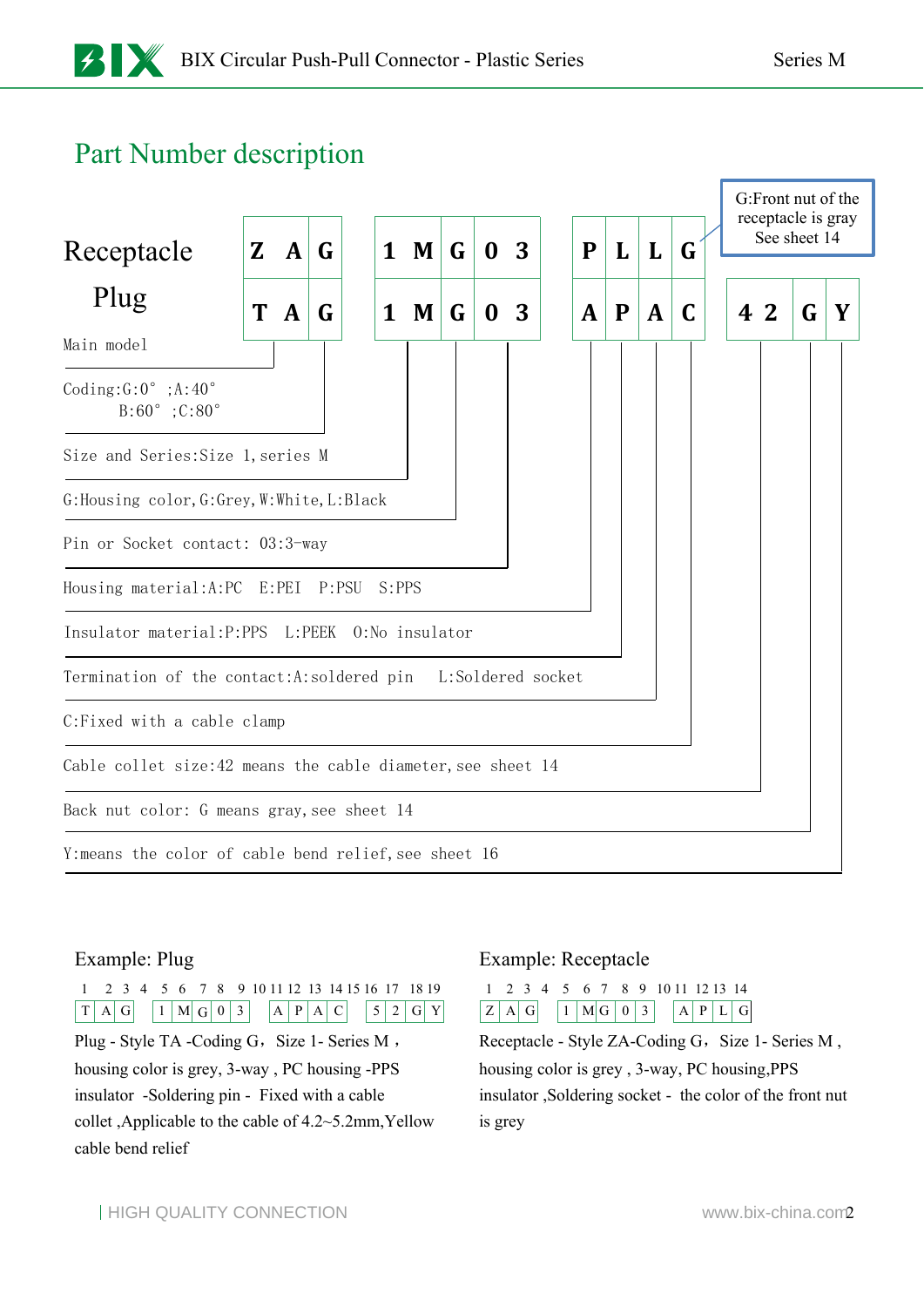## Part Number description

| | | | | | | | | | | | | | | | | | | |
|---|---|---|---|---|---|---|---|---|---|---|---|---|---|---|---|---|---|---|
| Receptacle | Z | A | G | 1 | M | G | 0 | 3 | P | L | L | G | | | | | | |
| Plug | T | A | G | 1 | M | G | 0 | 3 | A | P | A | C | 4 | 2 | G | Y | | |

G:Front nut of the receptacle is gray See sheet 14

Main model

Coding:G:0° ;A:40°
B:60° ;C:80°

Size and Series:Size 1,series M

G:Housing color,G:Grey,W:White,L:Black

Pin or Socket contact: 03:3-way

Housing material:A:PC E:PEI P:PSU S:PPS

Insulator material:P:PPS L:PEEK 0:No insulator

Termination of the contact:A:soldered pin L:Soldered socket

C:Fixed with a cable clamp

Cable collet size:42 means the cable diameter,see sheet 14

Back nut color: G means gray,see sheet 14

Y:means the color of cable bend relief,see sheet 16

### Example: Plug

| 1 | 2 | 3 | 4 | 5 | 6 | 7 | 8 | 9 | 10 | 11 | 12 | 13 | 14 | 15 | 16 | 17 | 18 | 19 |
|---|---|---|---|---|---|---|---|---|---|---|---|---|---|---|---|---|---|---|
| T | A | G | | 1 | M | G | 0 | 3 | | A | P | A | C | | 5 | 2 | G | Y |

Plug - Style TA -Coding G， Size 1- Series M， housing color is grey, 3-way , PC housing -PPS insulator -Soldering pin - Fixed with a cable collet ,Applicable to the cable of 4.2~5.2mm,Yellow cable bend relief

### Example: Receptacle

| 1 | 2 | 3 | 4 | 5 | 6 | 7 | 8 | 9 | 10 | 11 | 12 | 13 | 14 |
|---|---|---|---|---|---|---|---|---|---|---|---|---|---|
| Z | A | G | | 1 | M | G | 0 | 3 | | A | P | L | G |

Receptacle - Style ZA-Coding G， Size 1- Series M , housing color is grey , 3-way, PC housing,PPS insulator ,Soldering socket - the color of the front nut is grey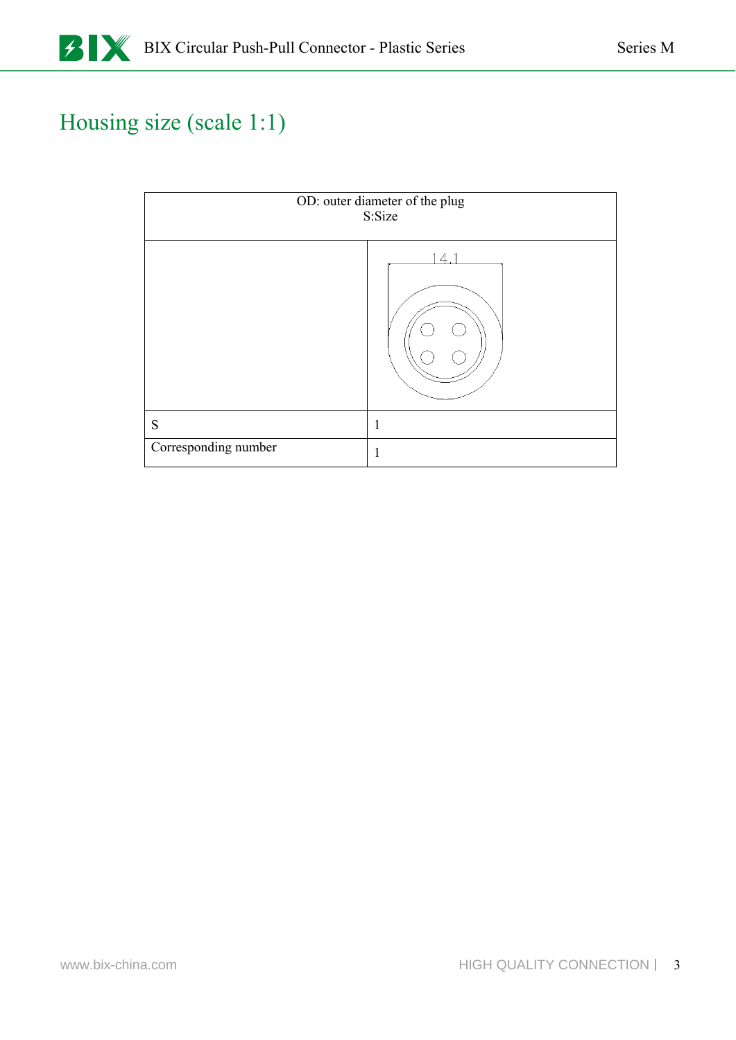# Housing size (scale 1:1)

| OD: outer diameter of the plug<br>S:Size | |
|---|---|
| | 14.1 |
| S | 1 |
| Corresponding number | 1 |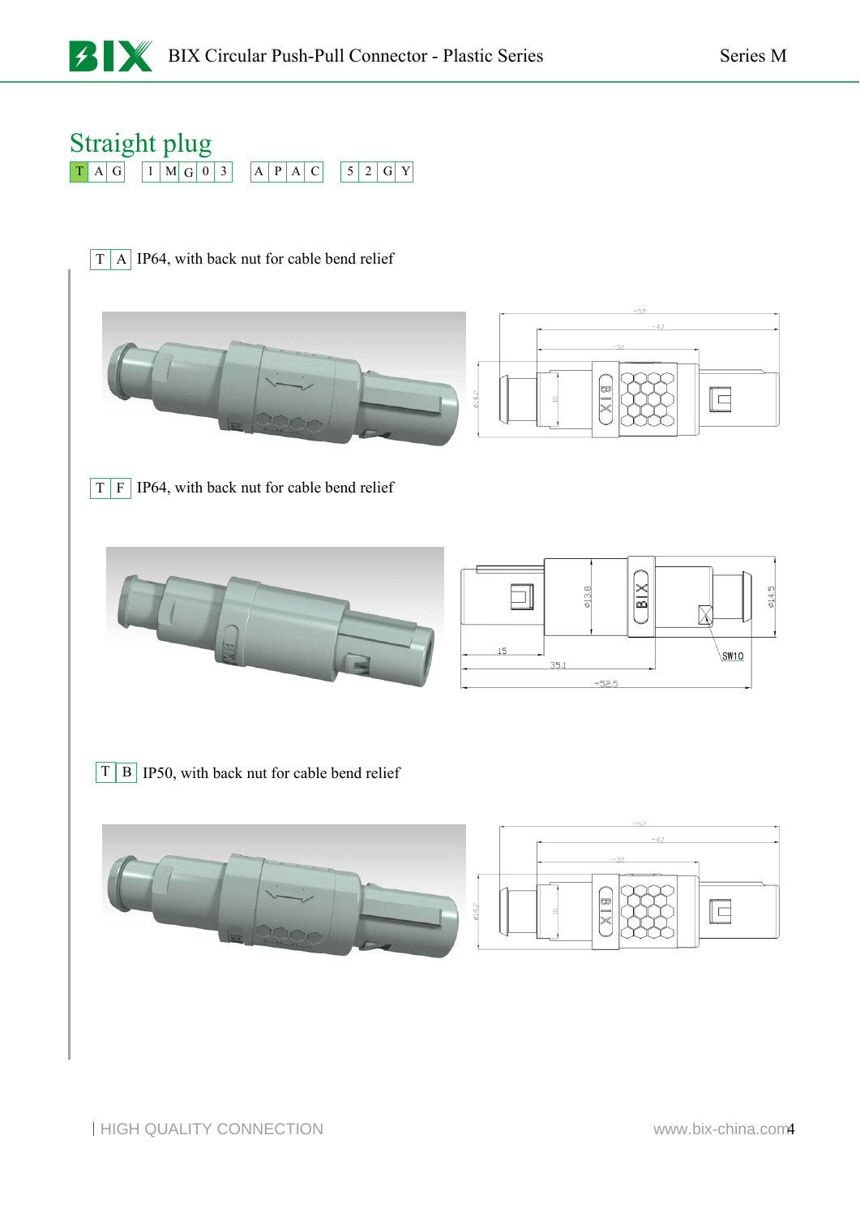# Straight plug

| T | A | G | | 1 | M | G | 0 | 3 | | A | P | A | C | | 5 | 2 | G | Y |
|---|---|---|---|---|---|---|---|---|---|---|---|---|---|---|---|---|---|---|

T A IP64, with back nut for cable bend relief

~52
~47
~32
ø14.2
10

T F IP64, with back nut for cable bend relief

ø13.8
ø14.5
15
35.1
~52.5
SW10

T B IP50, with back nut for cable bend relief

~52
~47
~32
ø14.2
10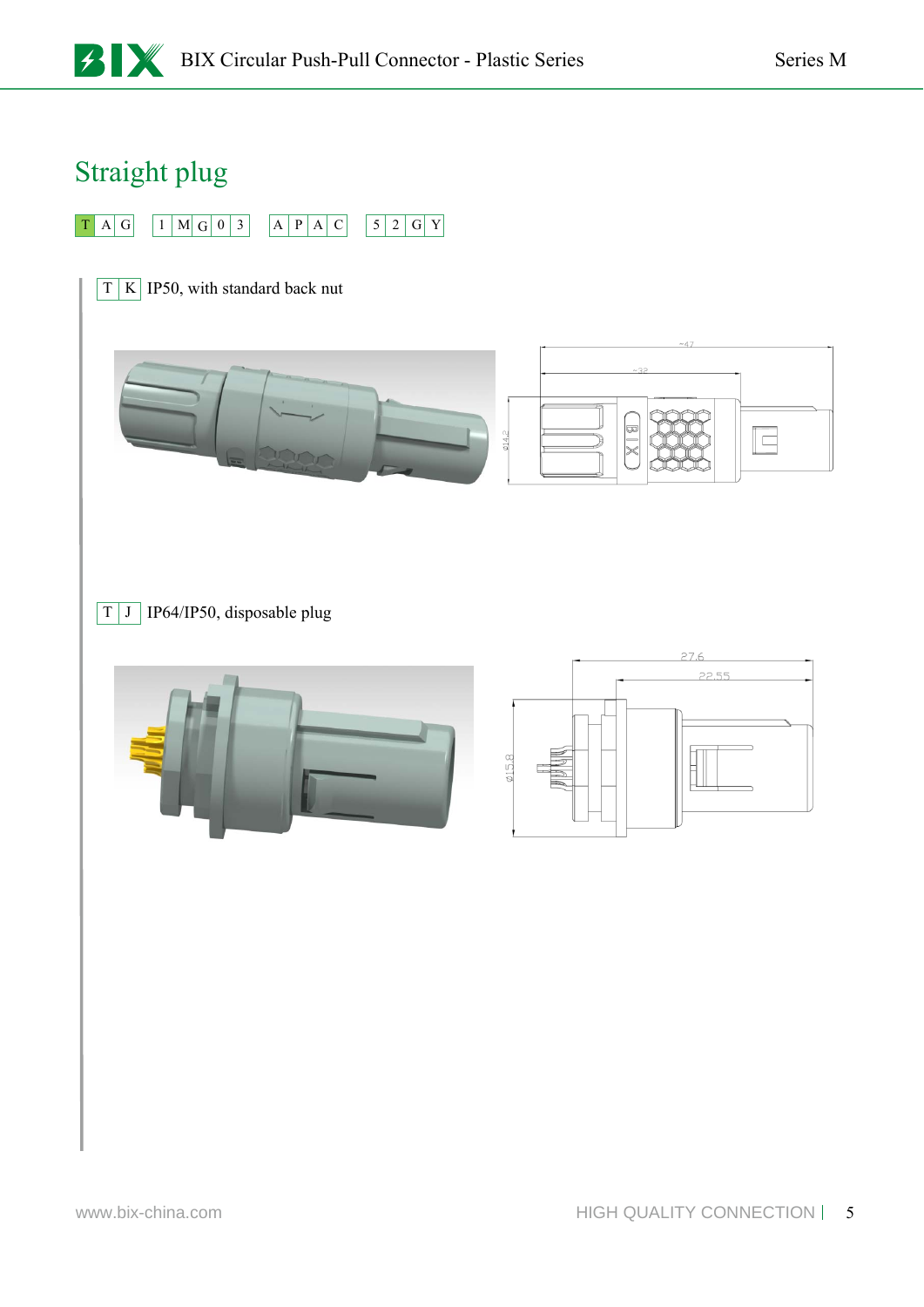## Straight plug

| T | A | G | | 1 | M | G | 0 | 3 | | A | P | A | C | | 5 | 2 | G | Y |
|---|---|---|---|---|---|---|---|---|---|---|---|---|---|---|---|---|---|---|

T K IP50, with standard back nut

~47

~32

ø14.2

T J IP64/IP50, disposable plug

27.6

22.55

ø15.8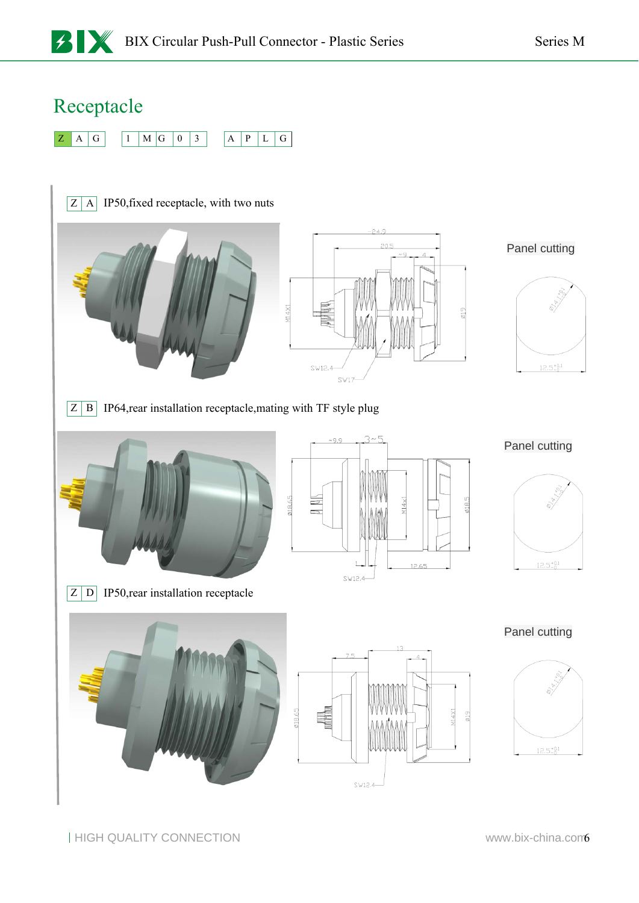# Receptacle

| Z | A | G |  | 1 | M | G | 0 | 3 |  | A | P | L | G |
|---|---|---|---|---|---|---|---|---|---|---|---|---|---|

| Z | A | IP50,fixed receptacle, with two nuts |
|---|---|---|

~24.0
20.5
~9
4
M14X1
Ø19
SW12.4
SW17

Panel cutting

Ø14.1$^{+0.1}_{0}$
12.5$^{+0.1}_{0}$

| Z | B | IP64,rear installation receptacle,mating with TF style plug |
|---|---|---|

~9.9
3~5
Ø18.65
M14x1
Ø18.5
1
12.65
SW12.4

Panel cutting

Ø14.1$^{+0.1}_{0}$
12.5$^{+0.1}_{0}$

| Z | D | IP50,rear installation receptacle |
|---|---|---|

7.5
13
4
Ø18.65
M14X1
Ø19
SW12.4

Panel cutting

Ø14.1$^{+0.1}_{0}$
12.5$^{+0.1}_{0}$

| HIGH QUALITY CONNECTION

www.bix-china.com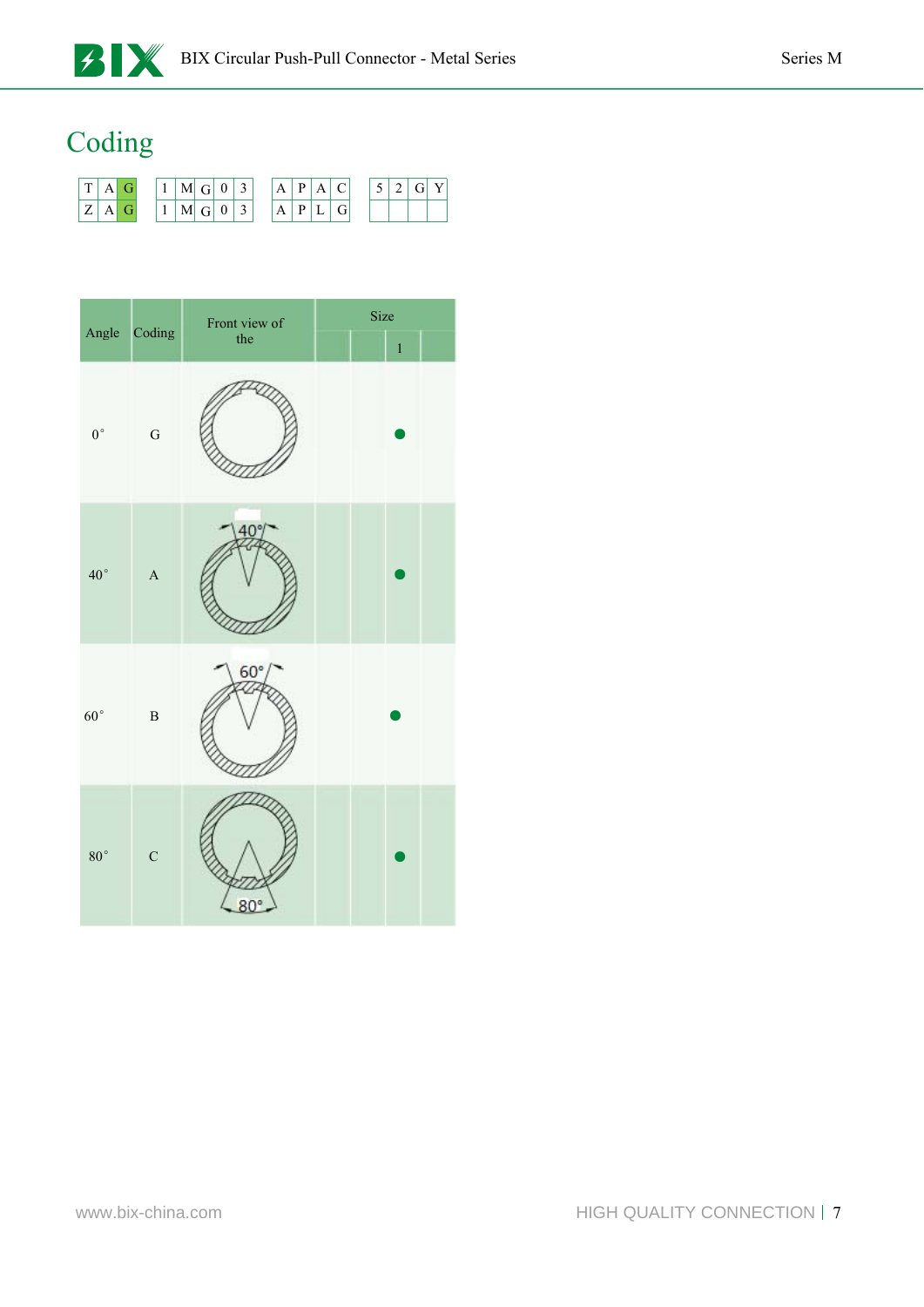# Coding

| | | | | | | | | | | | | | | | | | |
|---|---|---|---|---|---|---|---|---|---|---|---|---|---|---|---|---|---|
| T | A | G | 1 | M | G | 0 | 3 | A | P | A | C | 5 | 2 | G | Y |
| Z | A | G | 1 | M | G | 0 | 3 | A | P | L | G | | | | |

| Angle | Coding | Front view of the | Size | | | |
|---|---|---|---|---|---|---|
| | | | | | 1 | |
| 0° | G | | | | ● | |
| 40° | A | 40° | | | ● | |
| 60° | B | 60° | | | ● | |
| 80° | C | 80° | | | ● | |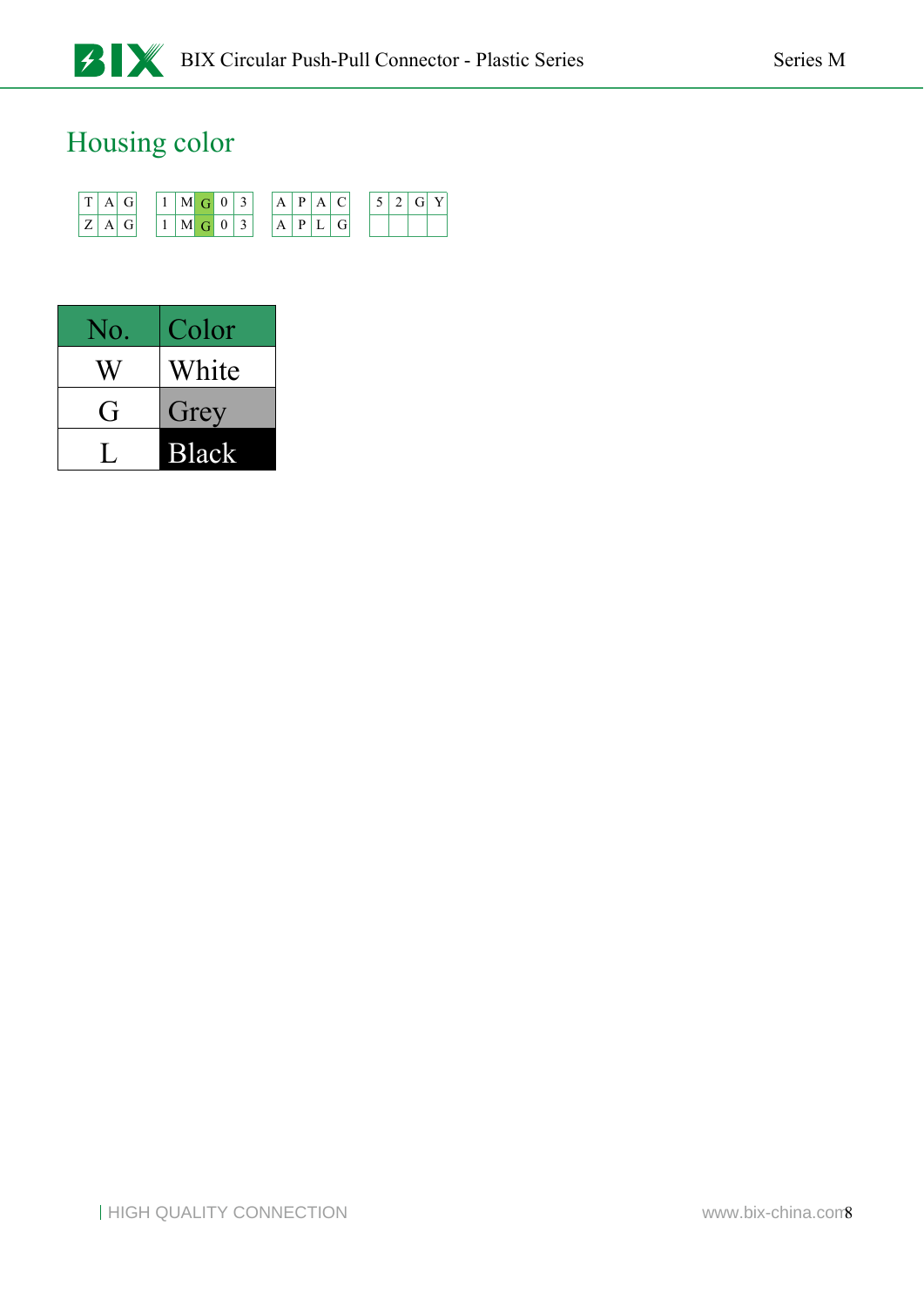# Housing color

| | | | | | | | | | | | | | | | | | |
|---|---|---|---|---|---|---|---|---|---|---|---|---|---|---|---|---|---|
| T | A | G | 1 | M | G | 0 | 3 | A | P | A | C | 5 | 2 | G | Y |
| Z | A | G | 1 | M | G | 0 | 3 | A | P | L | G | | | | |

| No. | Color |
|---|---|
| W | White |
| G | Grey |
| L | Black |

| HIGH QUALITY CONNECTION

www.bix-china.com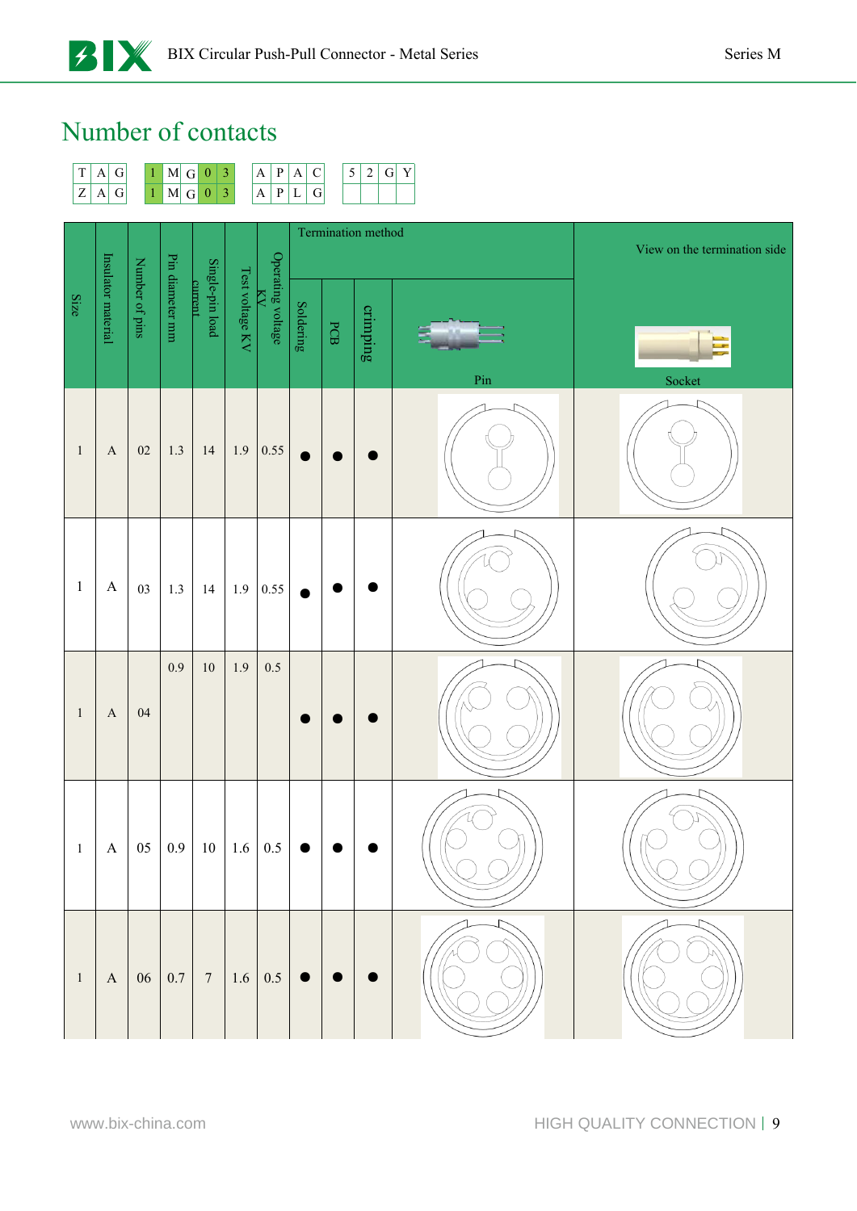## Number of contacts

| | | | | | | | | | | | | | | | | |
|---|---|---|---|---|---|---|---|---|---|---|---|---|---|---|---|---|
| T | A | G | 1 | M | G | 0 | 3 | A | P | A | C | 5 | 2 | G | Y |
| Z | A | G | 1 | M | G | 0 | 3 | A | P | L | G | | | | |

| Size | Insulator material | Number of pins | Pin diameter mm | Single-pin load current | Test voltage KV | Operating voltage KV | Termination method | | | View on the termination side | |
|---|---|---|---|---|---|---|---|---|---|---|---|
| | | | | | | | Soldering | PCB | crimping | Pin | Socket |
| 1 | A | 02 | 1.3 | 14 | 1.9 | 0.55 | ● | ● | ● | | |
| 1 | A | 03 | 1.3 | 14 | 1.9 | 0.55 | ● | ● | ● | | |
| 1 | A | 04 | 0.9 | 10 | 1.9 | 0.5 | ● | ● | ● | | |
| 1 | A | 05 | 0.9 | 10 | 1.6 | 0.5 | ● | ● | ● | | |
| 1 | A | 06 | 0.7 | 7 | 1.6 | 0.5 | ● | ● | ● | | |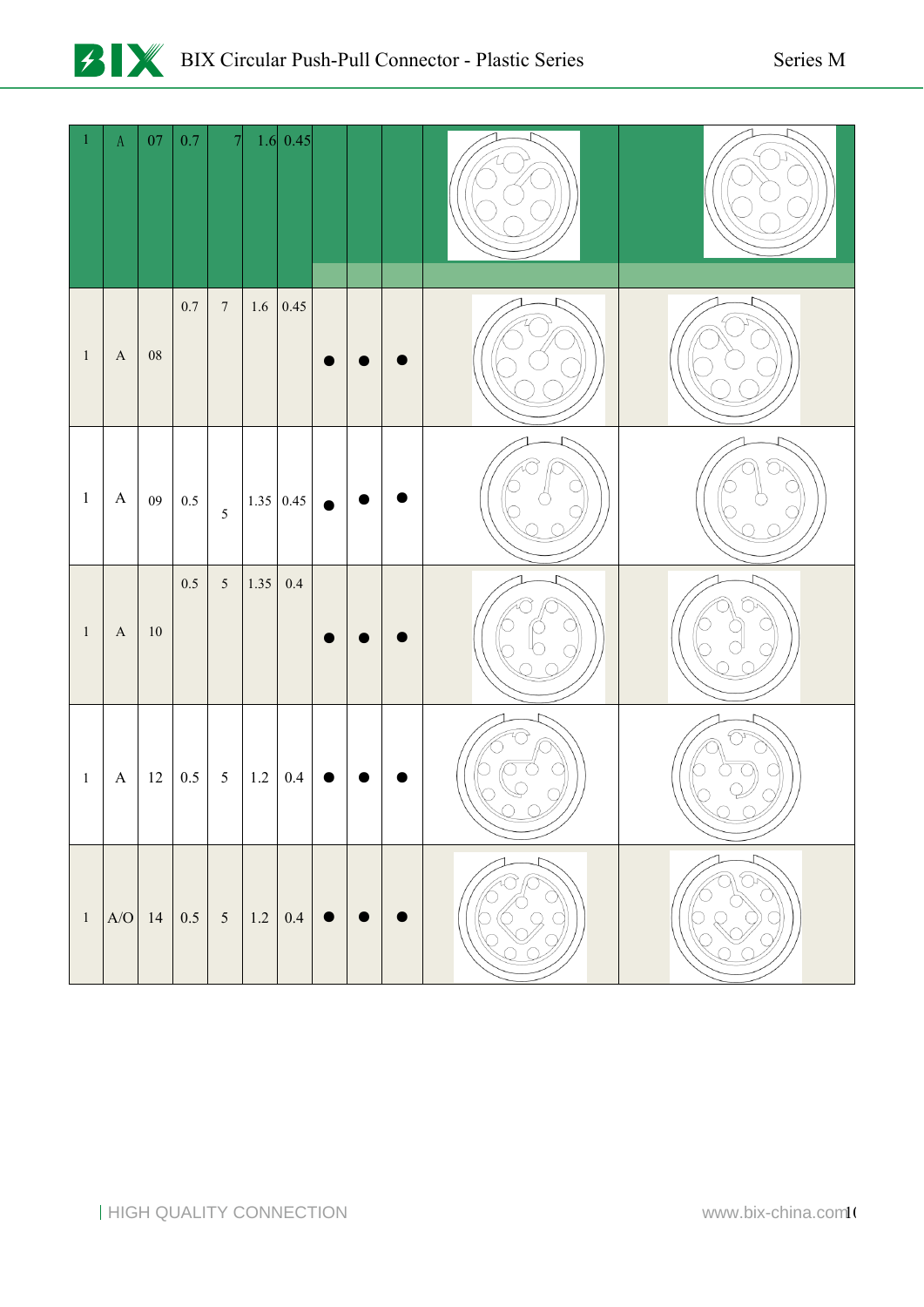| | | | | | | | | | | | |
|---|---|---|---|---|---|---|---|---|---|---|---|
| 1 | A | 07 | 0.7 | 7 | 1.6 | 0.45 | | | | | |
| 1 | A | 08 | 0.7 | 7 | 1.6 | 0.45 | ● | ● | ● | | |
| 1 | A | 09 | 0.5 | 5 | 1.35 | 0.45 | ● | ● | ● | | |
| 1 | A | 10 | 0.5 | 5 | 1.35 | 0.4 | ● | ● | ● | | |
| 1 | A | 12 | 0.5 | 5 | 1.2 | 0.4 | ● | ● | ● | | |
| 1 | A/O | 14 | 0.5 | 5 | 1.2 | 0.4 | ● | ● | ● | | |

| HIGH QUALITY CONNECTION

www.bix-china.com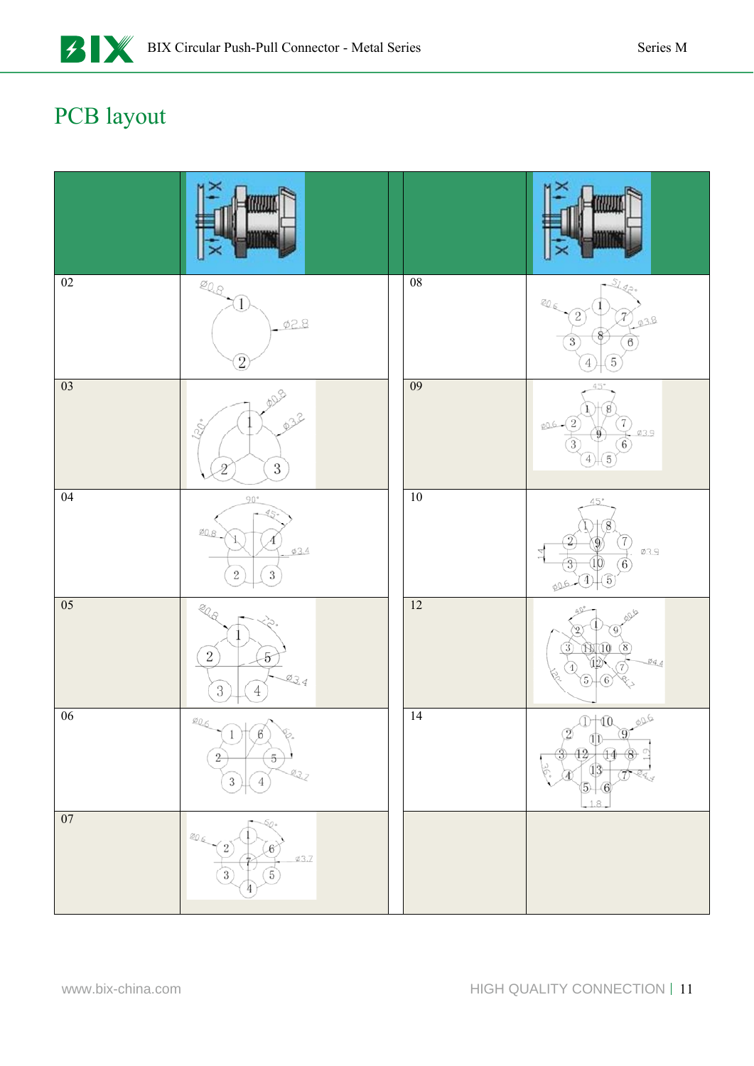# PCB layout

| | | | |
|---|---|---|---|
| 02 | Ø0.8, Ø2.8 | 08 | Ø0.6, 51.42°, Ø3.8 |
| 03 | Ø0.8, 120°, Ø3.2 | 09 | 45°, Ø0.6, Ø3.9 |
| 04 | 90°, 45°, Ø0.8, Ø3.4 | 10 | 45°, 1.4, Ø0.6, Ø3.9 |
| 05 | Ø0.8, 72°, Ø3.4 | 12 | 40°, Ø0.6, 120°, Ø4.4 |
| 06 | Ø0.6, 60°, Ø3.7 | 14 | Ø0.6, 36°, 1.3, Ø4.4, 1.8 |
| 07 | Ø0.6, 60°, Ø3.7 | | |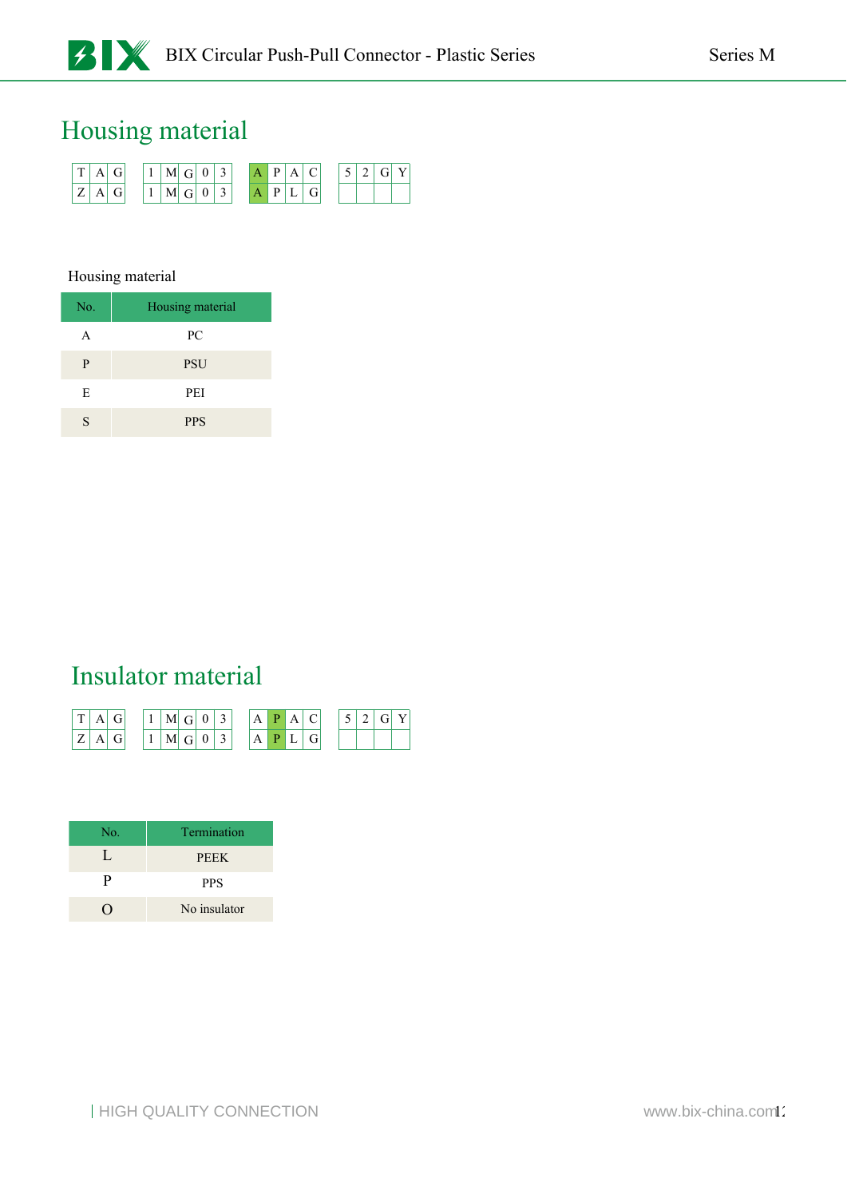## Housing material

| | | | | | | | | | | | | | | | | | | |
|---|---|---|---|---|---|---|---|---|---|---|---|---|---|---|---|---|---|---|
| T | A | G | | 1 | M | G | 0 | 3 | | A | P | A | C | | 5 | 2 | G | Y |
| Z | A | G | | 1 | M | G | 0 | 3 | | A | P | L | G | | | | | |

Housing material

| No. | Housing material |
|---|---|
| A | PC |
| P | PSU |
| E | PEI |
| S | PPS |

## Insulator material

| | | | | | | | | | | | | | | | | | | |
|---|---|---|---|---|---|---|---|---|---|---|---|---|---|---|---|---|---|---|
| T | A | G | | 1 | M | G | 0 | 3 | | A | P | A | C | | 5 | 2 | G | Y |
| Z | A | G | | 1 | M | G | 0 | 3 | | A | P | L | G | | | | | |

| No. | Termination |
|---|---|
| L | PEEK |
| P | PPS |
| O | No insulator |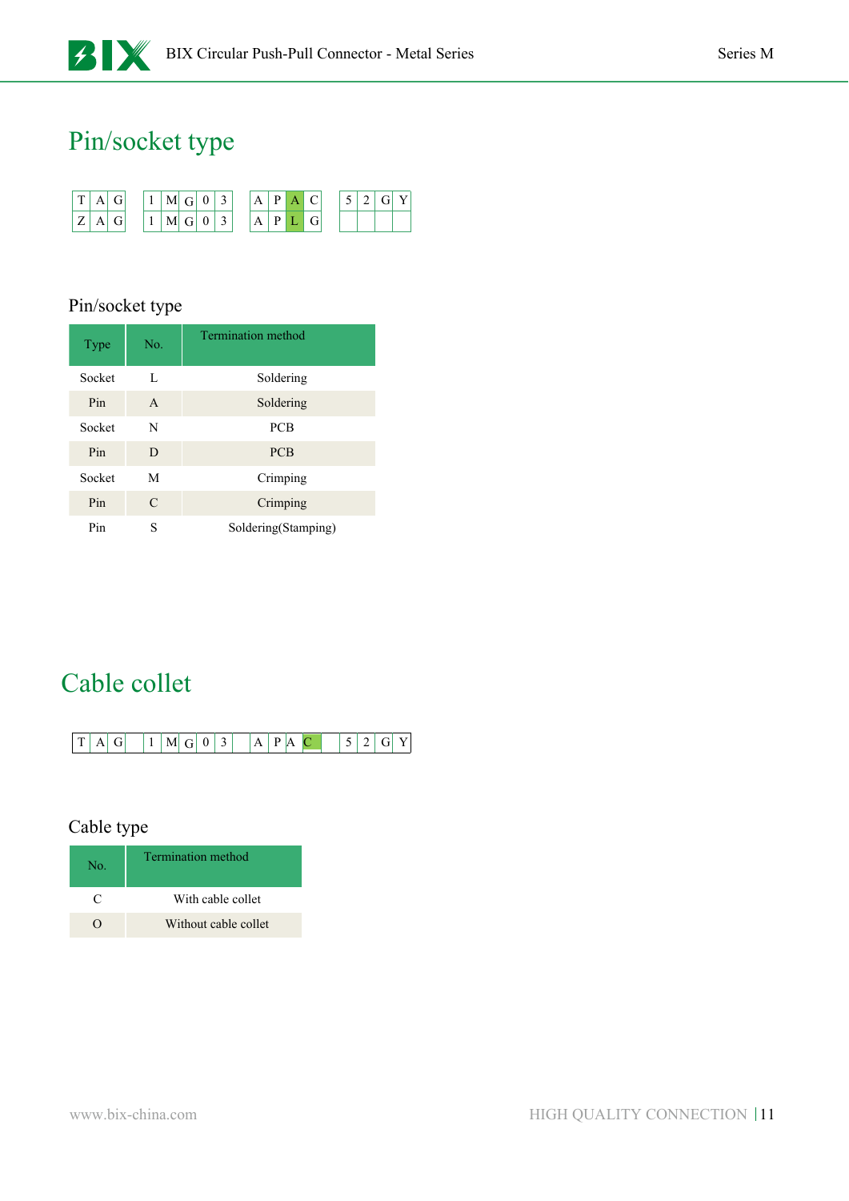# Pin/socket type

| | | | | | | | | | | | | | | | | | |
|---|---|---|---|---|---|---|---|---|---|---|---|---|---|---|---|---|---|
| T | A | G | 1 | M | G | 0 | 3 | A | P | A | C | 5 | 2 | G | Y |
| Z | A | G | 1 | M | G | 0 | 3 | A | P | L | G | | | | |

## Pin/socket type

| Type | No. | Termination method |
|---|---|---|
| Socket | L | Soldering |
| Pin | A | Soldering |
| Socket | N | PCB |
| Pin | D | PCB |
| Socket | M | Crimping |
| Pin | C | Crimping |
| Pin | S | Soldering(Stamping) |

# Cable collet

| | | | | | | | | | | | | | | | |
|---|---|---|---|---|---|---|---|---|---|---|---|---|---|---|---|
| T | A | G | 1 | M | G | 0 | 3 | A | P | A | C | 5 | 2 | G | Y |

## Cable type

| No. | Termination method |
|---|---|
| C | With cable collet |
| O | Without cable collet |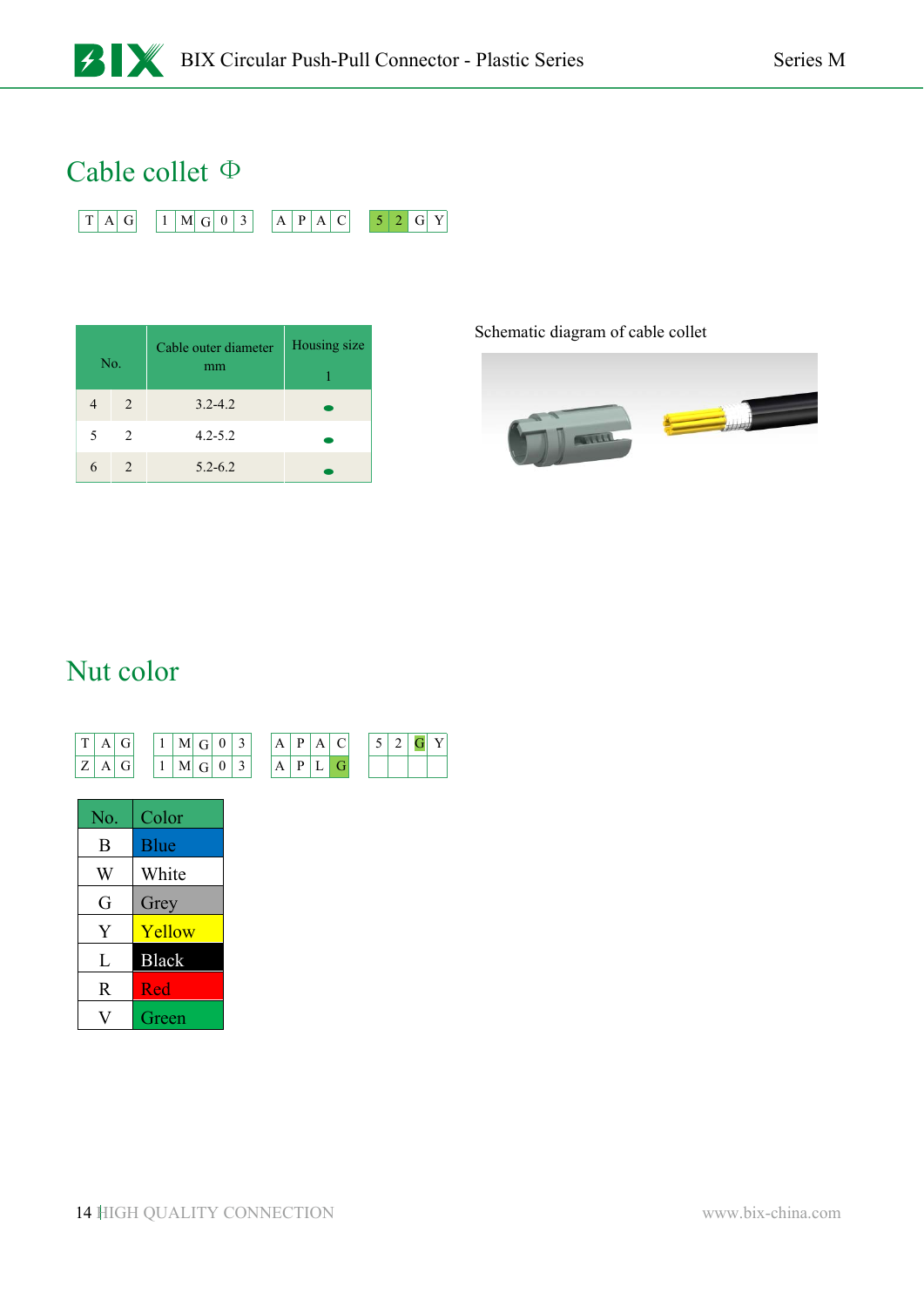## Cable collet Φ

| T | A | G | | 1 | M | G | 0 | 3 | | A | P | A | C | | 5 | 2 | G | Y |
|---|---|---|---|---|---|---|---|---|---|---|---|---|---|---|---|---|---|---|

| No. | | Cable outer diameter mm | Housing size 1 |
|---|---|---|---|
| 4 | 2 | 3.2-4.2 | • |
| 5 | 2 | 4.2-5.2 | • |
| 6 | 2 | 5.2-6.2 | • |

Schematic diagram of cable collet

## Nut color

| T | A | G | | 1 | M | G | 0 | 3 | | A | P | A | C | | 5 | 2 | G | Y |
|---|---|---|---|---|---|---|---|---|---|---|---|---|---|---|---|---|---|---|
| Z | A | G | | 1 | M | G | 0 | 3 | | A | P | L | G | | | | | |

| No. | Color |
|---|---|
| B | Blue |
| W | White |
| G | Grey |
| Y | Yellow |
| L | Black |
| R | Red |
| V | Green |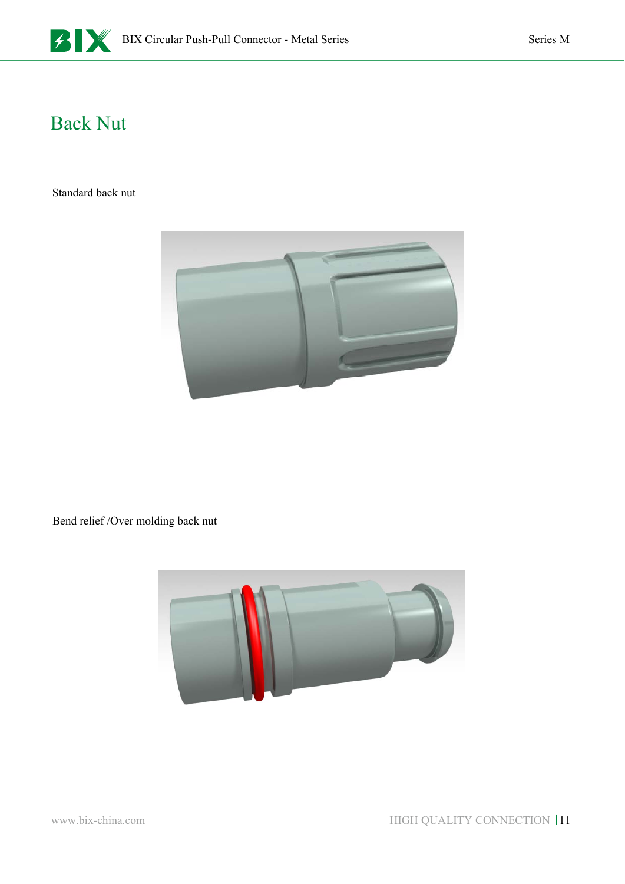# Back Nut

Standard back nut

Bend relief /Over molding back nut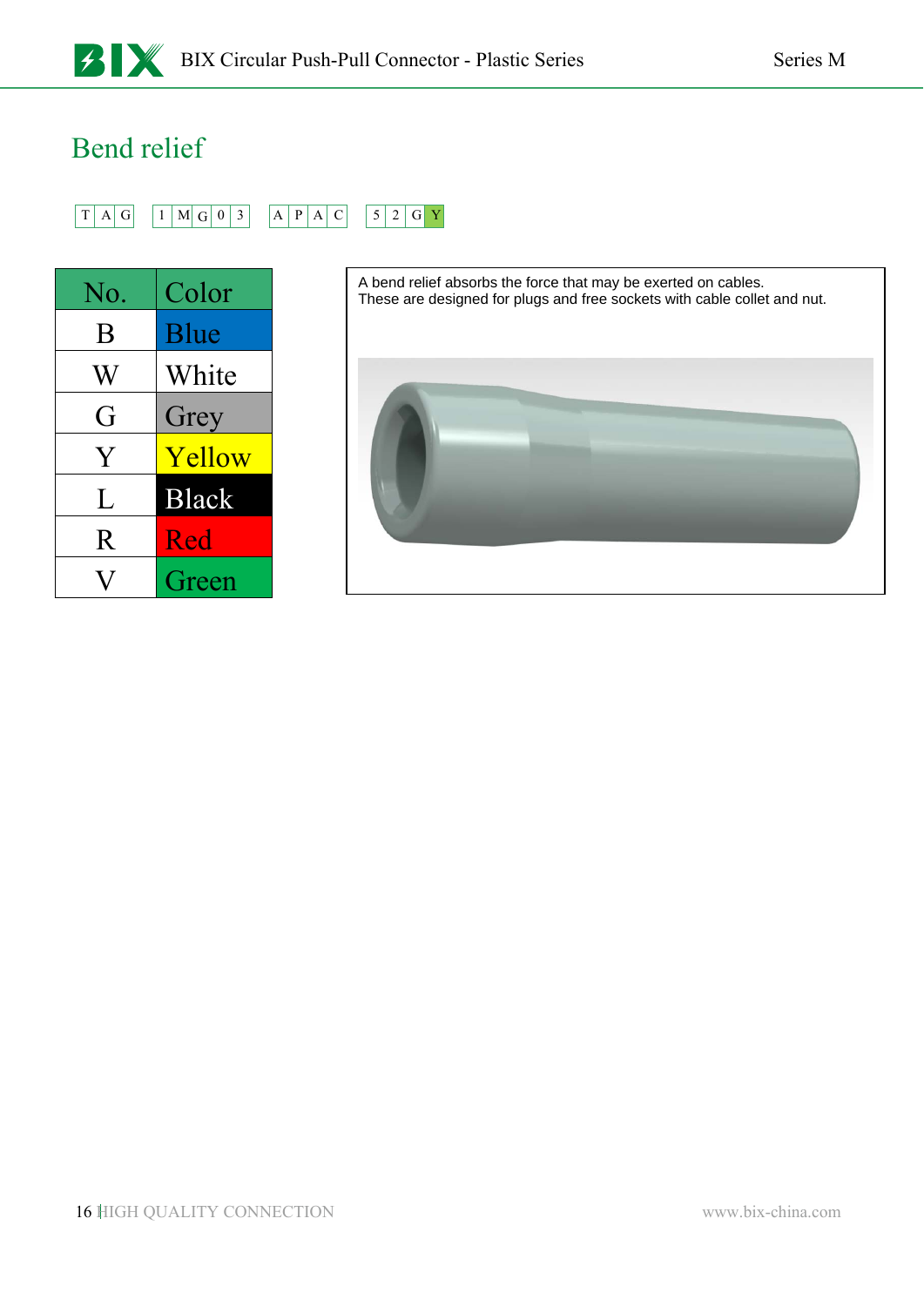## Bend relief

| T | A | G | | 1 | M | G | 0 | 3 | | A | P | A | C | | 5 | 2 | G | Y |
|---|---|---|---|---|---|---|---|---|---|---|---|---|---|---|---|---|---|---|

| No. | Color |
|---|---|
| B | Blue |
| W | White |
| G | Grey |
| Y | Yellow |
| L | Black |
| R | Red |
| V | Green |

A bend relief absorbs the force that may be exerted on cables.
These are designed for plugs and free sockets with cable collet and nut.